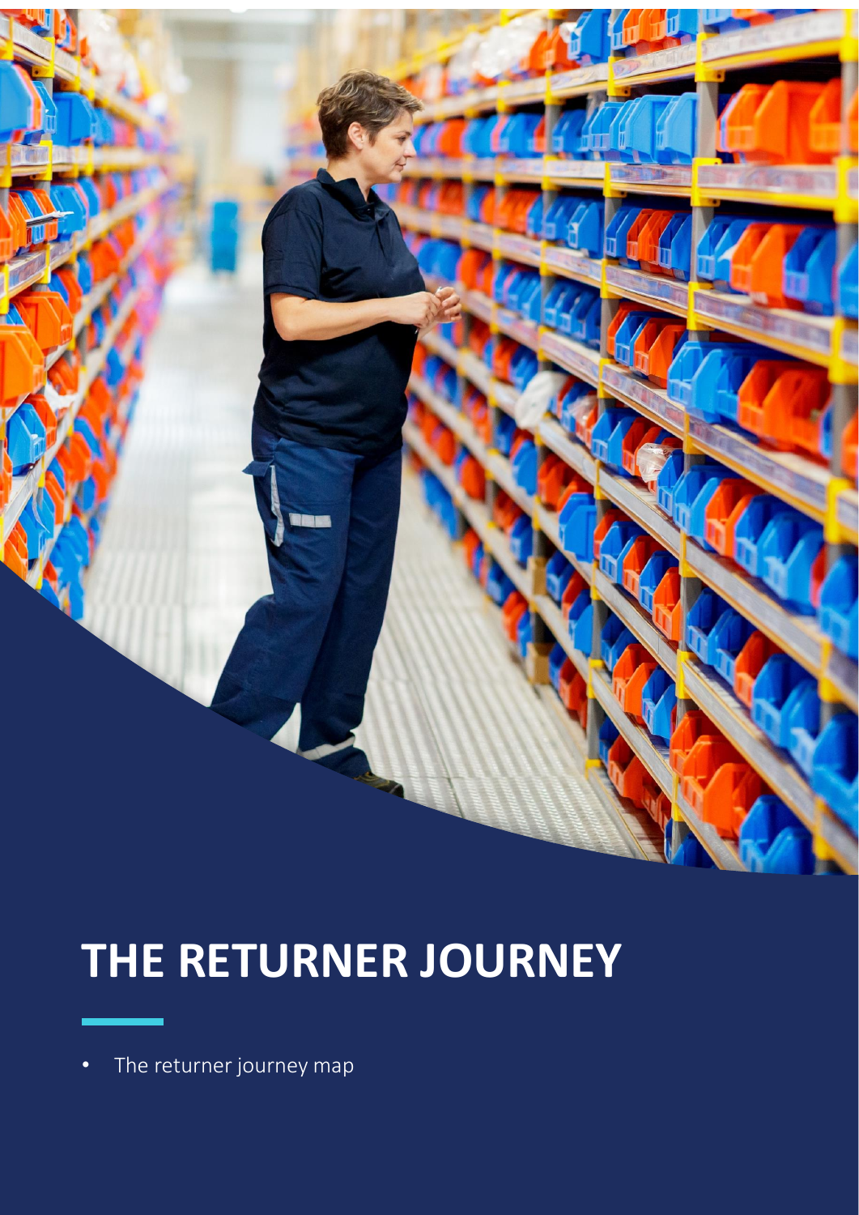# THE RETURNER JOURNEY

- The returner journey map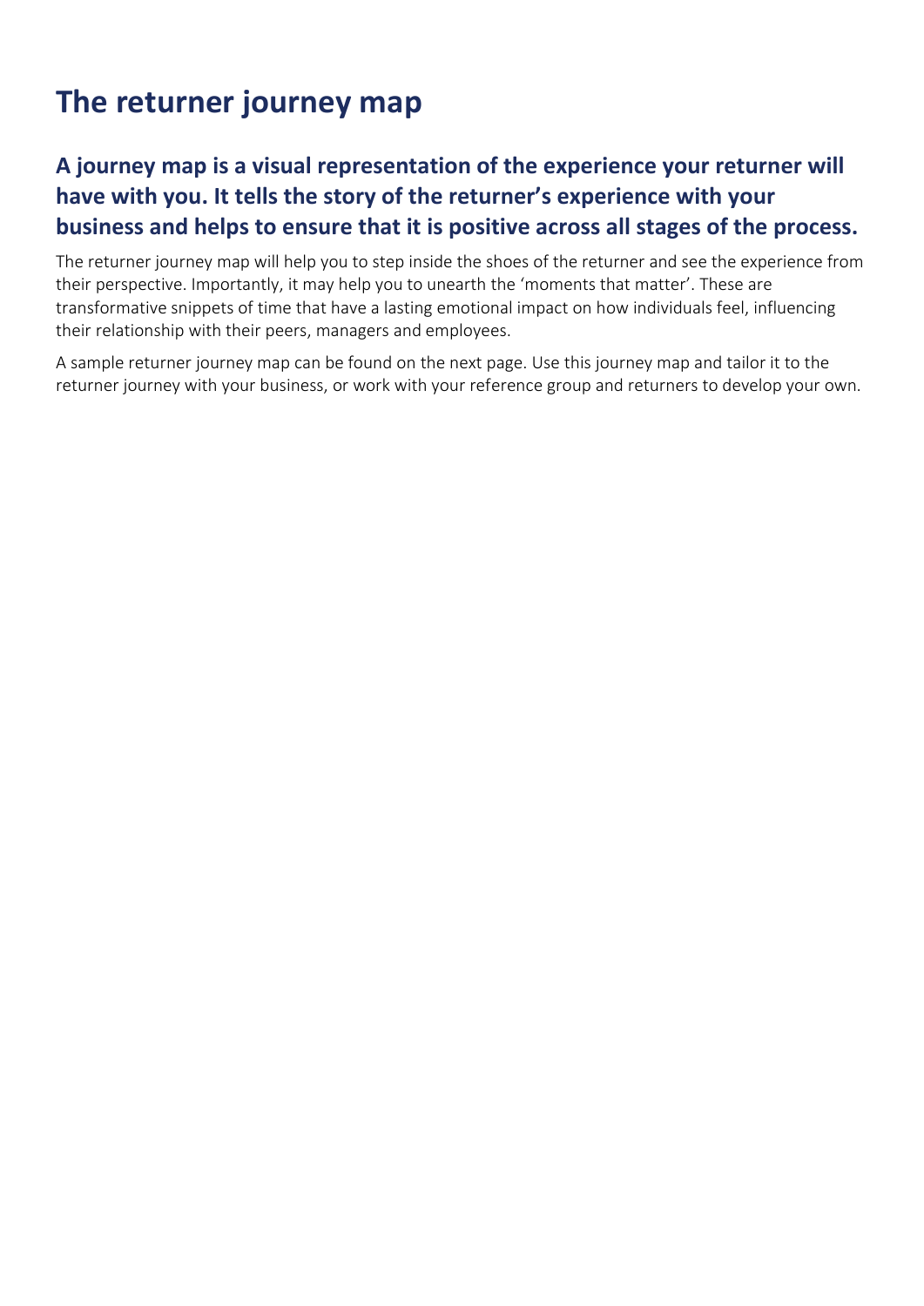# The returner journey map

## A journey map is a visual representation of the experience your returner will have with you. It tells the story of the returner's experience with your business and helps to ensure that it is positive across all stages of the process.

The returner journey map will help you to step inside the shoes of the returner and see the experience from their perspective. Importantly, it may help you to unearth the 'moments that matter'. These are transformative snippets of time that have a lasting emotional impact on how individuals feel, influencing their relationship with their peers, managers and employees.

A sample returner journey map can be found on the next page. Use this journey map and tailor it to the returner journey with your business, or work with your reference group and returners to develop your own.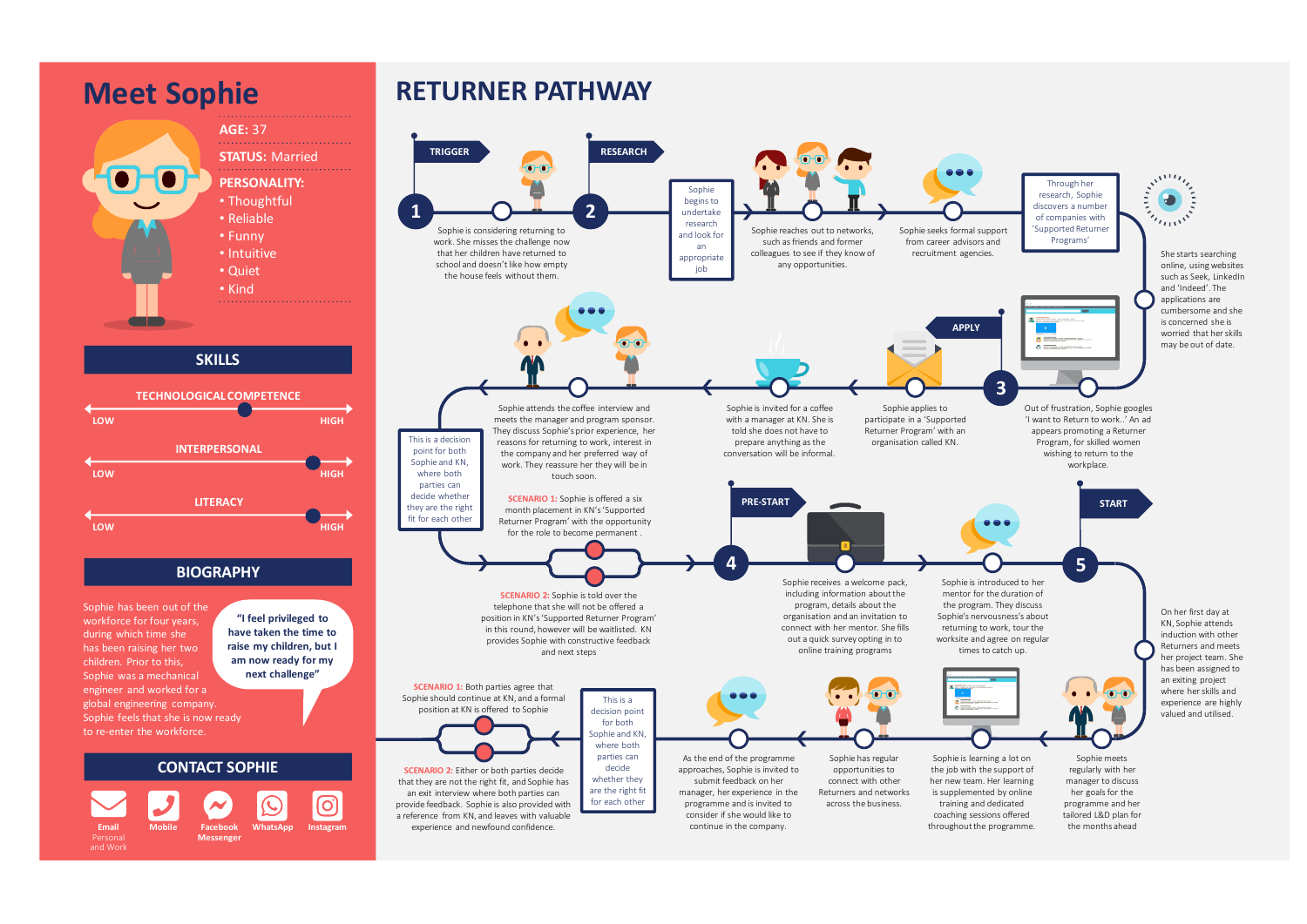# Meet Sophie

**AGE:** 37

**STATUS:** Married

**PERSONALITY:**

- Thoughtful
- Reliable
- Funny
- Intuitive
- Quiet
- Kind

## SKILLS

TECHNOLOGICAL COMPETENCE

LOW HIGH

INTERPERSONAL

LOW HIGH

LITERACY

LOW HIGH

## BIOGRAPHY

Sophie has been out of the workforce for four years, during which time she has been raising her two children. Prior to this, Sophie was a mechanical engineer and worked for a global engineering company. Sophie feels that she is now ready to re-enter the workforce.

"I feel privileged to have taken the time to raise my children, but I am now ready for my next challenge"

## CONTACT SOPHIE

Email (Personal and Work) · Mobile · Facebook Messenger · WhatsApp · Instagram

# RETURNER PATHWAY

**TRIGGER**

**1** Sophie is considering returning to work. She misses the challenge now that her children have started to go to school and doesn't like how empty the house feels without them.

**RESEARCH**

**2** Sophie begins to undertake research and look for an appropriate job

Sophie reaches out to networks, such as friends and former colleagues to see if they know of any opportunities.

Sophie seeks formal support from career advisors and recruitment agencies.

Through her research, Sophie discovers a number of companies with 'Supported Returner Programs'

She starts searching online, using websites such as Seek, LinkedIn and 'Indeed'. The applications are cumbersome and she is concerned she is worried that her skills may be out of date.

**APPLY**

**3** Out of frustration, Sophie googles 'I want to Return to work..' An ad appears promoting a Returner Program, for skilled women wishing to return to the workplace.

Sophie applies to participate in a 'Supported Returner Program' with an organisation called KN.

Sophie is invited for a coffee with a manager at KN. She is told she does not have to prepare anything as the conversation will be informal.

Sophie attends the coffee interview and meets the manager and program sponsor. They discuss Sophie's prior experience, her reasons for returning to work, interest in the company and her preferred way of work. They reassure her they will be in touch soon.

This is a decision point for both Sophie and KN, where both parties can decide whether they are the right fit for each other

**SCENARIO 1:** Sophie is offered a six month placement in KN's 'Supported Returner Program' with the opportunity for the role to become permanent .

**SCENARIO 2:** Sophie is told over the telephone that she will not be offered a position in KN's 'Supported Returner Program' in this round, however will be waitlisted. KN provides Sophie with constructive feedback and next steps

**PRE-START**

**4** Sophie receives a welcome pack, including information about the program, details about the organisation and an invitation to connect with her mentor. She fills out a quick survey opting in to online training programs

Sophie is introduced to her mentor for the duration of the program. They discuss Sophie's nervousness's about returning to work, tour the worksite and agree on regular times to catch up.

**START**

**5** On her first day at KN, Sophie attends induction with other Returners and meets her project team. She has been assigned to an exiting project where her skills and experience are highly valued and utilised.

Sophie meets regularly with her manager to discuss her goals for the programme and her tailored L&D plan for the months ahead

Sophie is learning a lot on the job with the support of her new team. Her learning is supplemented by online training and dedicated coaching sessions offered throughout the programme.

Sophie has regular opportunities to connect with other Returners and networks across the business.

As the end of the programme approaches, Sophie is invited to submit feedback on her manager, her experience in the programme and is invited to consider if she would like to continue in the company.

This is a decision point for both Sophie and KN, where both parties can decide whether they are the right fit for each other

**SCENARIO 1:** Both parties agree that Sophie should continue at KN, and a formal position at KN is offered to Sophie

**SCENARIO 2:** Either or both parties decide that they are not the right fit, and Sophie has an exit interview where both parties can provide feedback. Sophie is also provided with a reference from KN, and leaves with valuable experience and newfound confidence.